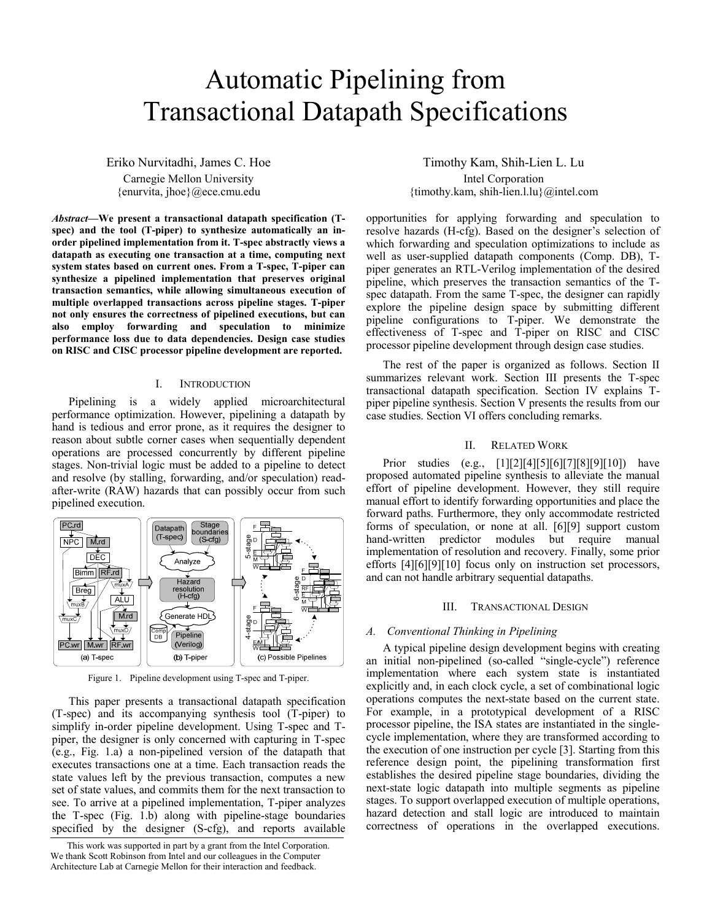# Automatic Pipelining from Transactional Datapath Specifications

Eriko Nurvitadhi, James C. Hoe
Carnegie Mellon University
{enurvita, jhoe}@ece.cmu.edu

Timothy Kam, Shih-Lien L. Lu
Intel Corporation
{timothy.kam, shih-lien.l.lu}@intel.com

***Abstract*—We present a transactional datapath specification (T-spec) and the tool (T-piper) to synthesize automatically an in-order pipelined implementation from it. T-spec abstractly views a datapath as executing one transaction at a time, computing next system states based on current ones. From a T-spec, T-piper can synthesize a pipelined implementation that preserves original transaction semantics, while allowing simultaneous execution of multiple overlapped transactions across pipeline stages. T-piper not only ensures the correctness of pipelined executions, but can also employ forwarding and speculation to minimize performance loss due to data dependencies. Design case studies on RISC and CISC processor pipeline development are reported.**

## I. Introduction

Pipelining is a widely applied microarchitectural performance optimization. However, pipelining a datapath by hand is tedious and error prone, as it requires the designer to reason about subtle corner cases when sequentially dependent operations are processed concurrently by different pipeline stages. Non-trivial logic must be added to a pipeline to detect and resolve (by stalling, forwarding, and/or speculation) read-after-write (RAW) hazards that can possibly occur from such pipelined execution.

Figure 1. Pipeline development using T-spec and T-piper.

This paper presents a transactional datapath specification (T-spec) and its accompanying synthesis tool (T-piper) to simplify in-order pipeline development. Using T-spec and T-piper, the designer is only concerned with capturing in T-spec (e.g., Fig. 1.a) a non-pipelined version of the datapath that executes transactions one at a time. Each transaction reads the state values left by the previous transaction, computes a new set of state values, and commits them for the next transaction to see. To arrive at a pipelined implementation, T-piper analyzes the T-spec (Fig. 1.b) along with pipeline-stage boundaries specified by the designer (S-cfg), and reports available opportunities for applying forwarding and speculation to resolve hazards (H-cfg). Based on the designer's selection of which forwarding and speculation optimizations to include as well as user-supplied datapath components (Comp. DB), T-piper generates an RTL-Verilog implementation of the desired pipeline, which preserves the transaction semantics of the T-spec datapath. From the same T-spec, the designer can rapidly explore the pipeline design space by submitting different pipeline configurations to T-piper. We demonstrate the effectiveness of T-spec and T-piper on RISC and CISC processor pipeline development through design case studies.

The rest of the paper is organized as follows. Section II summarizes relevant work. Section III presents the T-spec transactional datapath specification. Section IV explains T-piper pipeline synthesis. Section V presents the results from our case studies. Section VI offers concluding remarks.

## II. Related Work

Prior studies (e.g., [1][2][4][5][6][7][8][9][10]) have proposed automated pipeline synthesis to alleviate the manual effort of pipeline development. However, they still require manual effort to identify forwarding opportunities and place the forward paths. Furthermore, they only accommodate restricted forms of speculation, or none at all. [6][9] support custom hand-written predictor modules but require manual implementation of resolution and recovery. Finally, some prior efforts [4][6][9][10] focus only on instruction set processors, and can not handle arbitrary sequential datapaths.

## III. Transactional Design

### A. Conventional Thinking in Pipelining

A typical pipeline design development begins with creating an initial non-pipelined (so-called "single-cycle") reference implementation where each system state is instantiated explicitly and, in each clock cycle, a set of combinational logic operations computes the next-state based on the current state. For example, in a prototypical development of a RISC processor pipeline, the ISA states are instantiated in the single-cycle implementation, where they are transformed according to the execution of one instruction per cycle [3]. Starting from this reference design point, the pipelining transformation first establishes the desired pipeline stage boundaries, dividing the next-state logic datapath into multiple segments as pipeline stages. To support overlapped execution of multiple operations, hazard detection and stall logic are introduced to maintain correctness of operations in the overlapped executions.

This work was supported in part by a grant from the Intel Corporation. We thank Scott Robinson from Intel and our colleagues in the Computer Architecture Lab at Carnegie Mellon for their interaction and feedback.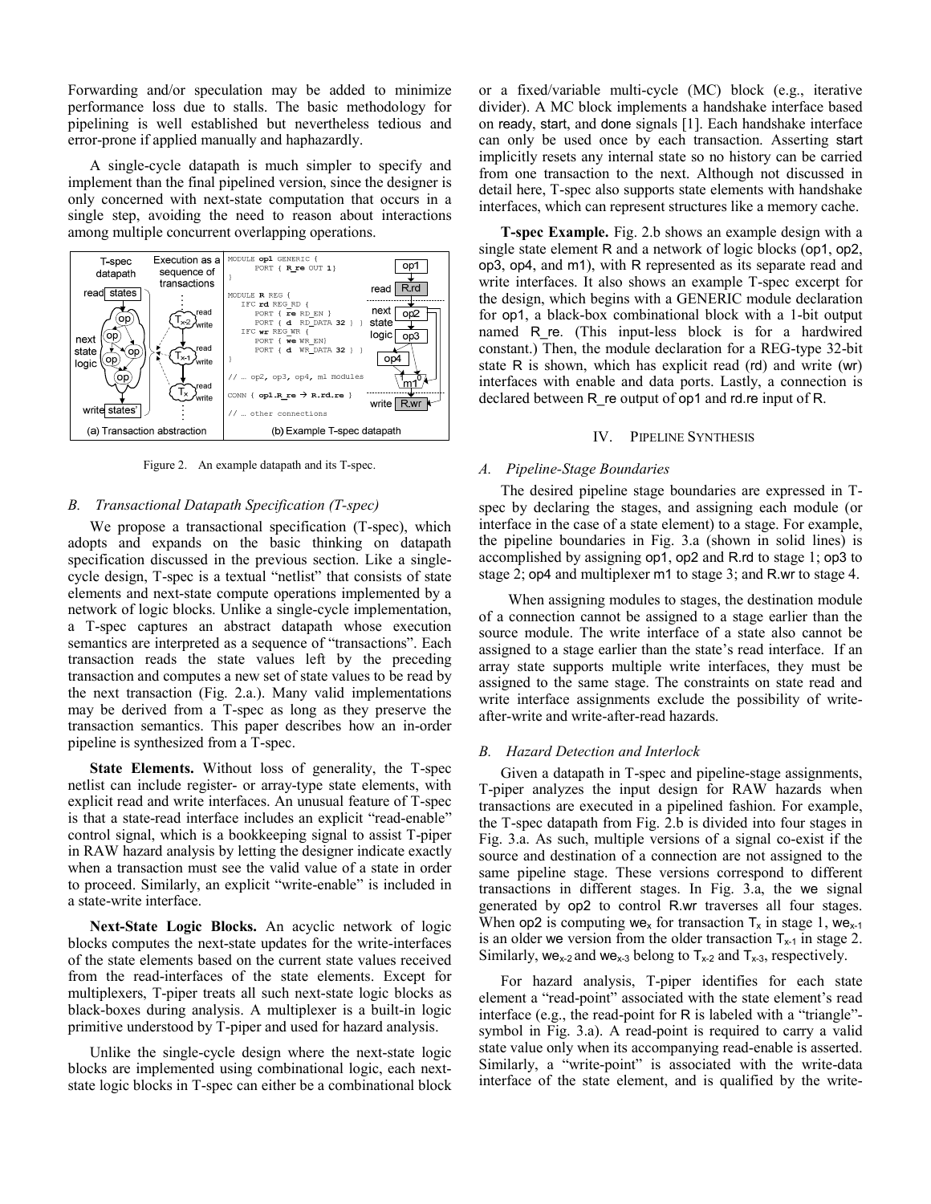Forwarding and/or speculation may be added to minimize performance loss due to stalls. The basic methodology for pipelining is well established but nevertheless tedious and error-prone if applied manually and haphazardly.

A single-cycle datapath is much simpler to specify and implement than the final pipelined version, since the designer is only concerned with next-state computation that occurs in a single step, avoiding the need to reason about interactions among multiple concurrent overlapping operations.

Figure 2. An example datapath and its T-spec.

### B. Transactional Datapath Specification (T-spec)

We propose a transactional specification (T-spec), which adopts and expands on the basic thinking on datapath specification discussed in the previous section. Like a single-cycle design, T-spec is a textual "netlist" that consists of state elements and next-state compute operations implemented by a network of logic blocks. Unlike a single-cycle implementation, a T-spec captures an abstract datapath whose execution semantics are interpreted as a sequence of "transactions". Each transaction reads the state values left by the preceding transaction and computes a new set of state values to be read by the next transaction (Fig. 2.a.). Many valid implementations may be derived from a T-spec as long as they preserve the transaction semantics. This paper describes how an in-order pipeline is synthesized from a T-spec.

**State Elements.** Without loss of generality, the T-spec netlist can include register- or array-type state elements, with explicit read and write interfaces. An unusual feature of T-spec is that a state-read interface includes an explicit "read-enable" control signal, which is a bookkeeping signal to assist T-piper in RAW hazard analysis by letting the designer indicate exactly when a transaction must see the valid value of a state in order to proceed. Similarly, an explicit "write-enable" is included in a state-write interface.

**Next-State Logic Blocks.** An acyclic network of logic blocks computes the next-state updates for the write-interfaces of the state elements based on the current state values received from the read-interfaces of the state elements. Except for multiplexers, T-piper treats all such next-state logic blocks as black-boxes during analysis. A multiplexer is a built-in logic primitive understood by T-piper and used for hazard analysis.

Unlike the single-cycle design where the next-state logic blocks are implemented using combinational logic, each next-state logic blocks in T-spec can either be a combinational block or a fixed/variable multi-cycle (MC) block (e.g., iterative divider). A MC block implements a handshake interface based on ready, start, and done signals [1]. Each handshake interface can only be used once by each transaction. Asserting start implicitly resets any internal state so no history can be carried from one transaction to the next. Although not discussed in detail here, T-spec also supports state elements with handshake interfaces, which can represent structures like a memory cache.

**T-spec Example.** Fig. 2.b shows an example design with a single state element R and a network of logic blocks (op1, op2, op3, op4, and m1), with R represented as its separate read and write interfaces. It also shows an example T-spec excerpt for the design, which begins with a GENERIC module declaration for op1, a black-box combinational block with a 1-bit output named R_re. (This input-less block is for a hardwired constant.) Then, the module declaration for a REG-type 32-bit state R is shown, which has explicit read (rd) and write (wr) interfaces with enable and data ports. Lastly, a connection is declared between R_re output of op1 and rd.re input of R.

## IV. Pipeline Synthesis

### A. Pipeline-Stage Boundaries

The desired pipeline stage boundaries are expressed in T-spec by declaring the stages, and assigning each module (or interface in the case of a state element) to a stage. For example, the pipeline boundaries in Fig. 3.a (shown in solid lines) is accomplished by assigning op1, op2 and R.rd to stage 1; op3 to stage 2; op4 and multiplexer m1 to stage 3; and R.wr to stage 4.

When assigning modules to stages, the destination module of a connection cannot be assigned to a stage earlier than the source module. The write interface of a state also cannot be assigned to a stage earlier than the state's read interface. If an array state supports multiple write interfaces, they must be assigned to the same stage. The constraints on state read and write interface assignments exclude the possibility of write-after-write and write-after-read hazards.

### B. Hazard Detection and Interlock

Given a datapath in T-spec and pipeline-stage assignments, T-piper analyzes the input design for RAW hazards when transactions are executed in a pipelined fashion. For example, the T-spec datapath from Fig. 2.b is divided into four stages in Fig. 3.a. As such, multiple versions of a signal co-exist if the source and destination of a connection are not assigned to the same pipeline stage. These versions correspond to different transactions in different stages. In Fig. 3.a, the we signal generated by op2 to control R.wr traverses all four stages. When op2 is computing $we_x$ for transaction $T_x$ in stage 1, $we_{x-1}$ is an older we version from the older transaction $T_{x-1}$ in stage 2. Similarly, $we_{x-2}$ and $we_{x-3}$ belong to $T_{x-2}$ and $T_{x-3}$, respectively.

For hazard analysis, T-piper identifies for each state element a "read-point" associated with the state element's read interface (e.g., the read-point for R is labeled with a "triangle"-symbol in Fig. 3.a). A read-point is required to carry a valid state value only when its accompanying read-enable is asserted. Similarly, a "write-point" is associated with the write-data interface of the state element, and is qualified by the write-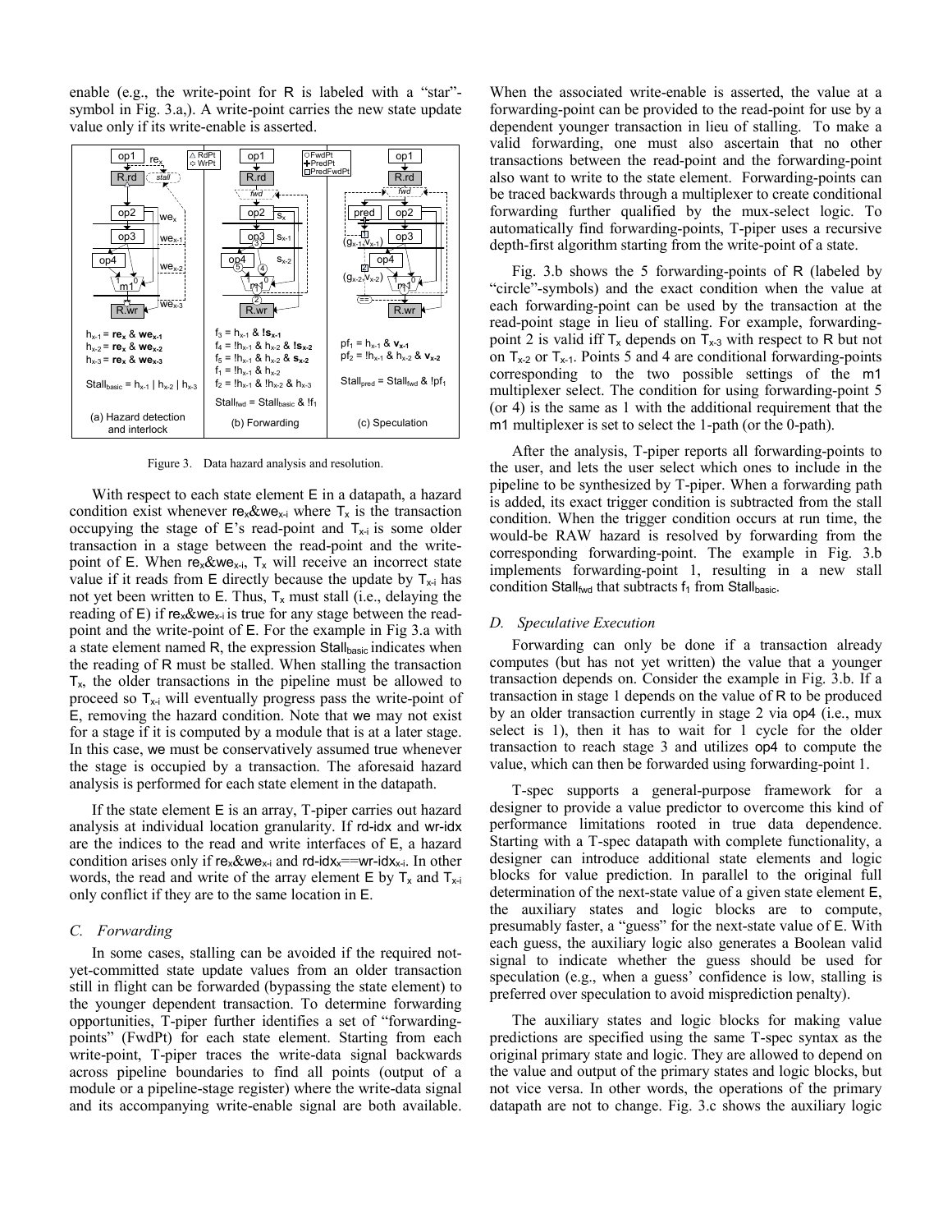enable (e.g., the write-point for R is labeled with a "star"-symbol in Fig. 3.a,). A write-point carries the new state update value only if its write-enable is asserted.

Figure 3. Data hazard analysis and resolution.

With respect to each state element E in a datapath, a hazard condition exist whenever $re_x \& we_{x\text{-}i}$ where $T_x$ is the transaction occupying the stage of E's read-point and $T_{x\text{-}i}$ is some older transaction in a stage between the read-point and the write-point of E. When $re_x \& we_{x\text{-}i}$, $T_x$ will receive an incorrect state value if it reads from E directly because the update by $T_{x\text{-}i}$ has not yet been written to E. Thus, $T_x$ must stall (i.e., delaying the reading of E) if $re_x \& we_{x\text{-}i}$ is true for any stage between the read-point and the write-point of E. For the example in Fig 3.a with a state element named R, the expression $Stall_{basic}$ indicates when the reading of R must be stalled. When stalling the transaction $T_x$, the older transactions in the pipeline must be allowed to proceed so $T_{x\text{-}i}$ will eventually progress pass the write-point of E, removing the hazard condition. Note that we may not exist for a stage if it is computed by a module that is at a later stage. In this case, we must be conservatively assumed true whenever the stage is occupied by a transaction. The aforesaid hazard analysis is performed for each state element in the datapath.

If the state element E is an array, T-piper carries out hazard analysis at individual location granularity. If rd-idx and wr-idx are the indices to the read and write interfaces of E, a hazard condition arises only if $re_x \& we_{x\text{-}i}$ and $rd\text{-}idx_x == wr\text{-}idx_{x\text{-}i}$. In other words, the read and write of the array element E by $T_x$ and $T_{x\text{-}i}$ only conflict if they are to the same location in E.

### C. Forwarding

In some cases, stalling can be avoided if the required not-yet-committed state update values from an older transaction still in flight can be forwarded (bypassing the state element) to the younger dependent transaction. To determine forwarding opportunities, T-piper further identifies a set of "forwarding-points" (FwdPt) for each state element. Starting from each write-point, T-piper traces the write-data signal backwards across pipeline boundaries to find all points (output of a module or a pipeline-stage register) where the write-data signal and its accompanying write-enable signal are both available. When the associated write-enable is asserted, the value at a forwarding-point can be provided to the read-point for use by a dependent younger transaction in lieu of stalling. To make a valid forwarding, one must also ascertain that no other transactions between the read-point and the forwarding-point also want to write to the state element. Forwarding-points can be traced backwards through a multiplexer to create conditional forwarding further qualified by the mux-select logic. To automatically find forwarding-points, T-piper uses a recursive depth-first algorithm starting from the write-point of a state.

Fig. 3.b shows the 5 forwarding-points of R (labeled by "circle"-symbols) and the exact condition when the value at each forwarding-point can be used by the transaction at the read-point stage in lieu of stalling. For example, forwarding-point 2 is valid iff $T_x$ depends on $T_{x\text{-}3}$ with respect to R but not on $T_{x\text{-}2}$ or $T_{x\text{-}1}$. Points 5 and 4 are conditional forwarding-points corresponding to the two possible settings of the m1 multiplexer select. The condition for using forwarding-point 5 (or 4) is the same as 1 with the additional requirement that the m1 multiplexer is set to select the 1-path (or the 0-path).

After the analysis, T-piper reports all forwarding-points to the user, and lets the user select which ones to include in the pipeline to be synthesized by T-piper. When a forwarding path is added, its exact trigger condition is subtracted from the stall condition. When the trigger condition occurs at run time, the would-be RAW hazard is resolved by forwarding from the corresponding forwarding-point. The example in Fig. 3.b implements forwarding-point 1, resulting in a new stall condition $Stall_{fwd}$ that subtracts $f_1$ from $Stall_{basic}$.

### D. Speculative Execution

Forwarding can only be done if a transaction already computes (but has not yet written) the value that a younger transaction depends on. Consider the example in Fig. 3.b. If a transaction in stage 1 depends on the value of R to be produced by an older transaction currently in stage 2 via op4 (i.e., mux select is 1), then it has to wait for 1 cycle for the older transaction to reach stage 3 and utilizes op4 to compute the value, which can then be forwarded using forwarding-point 1.

T-spec supports a general-purpose framework for a designer to provide a value predictor to overcome this kind of performance limitations rooted in true data dependence. Starting with a T-spec datapath with complete functionality, a designer can introduce additional state elements and logic blocks for value prediction. In parallel to the original full determination of the next-state value of a given state element E, the auxiliary states and logic blocks are to compute, presumably faster, a "guess" for the next-state value of E. With each guess, the auxiliary logic also generates a Boolean valid signal to indicate whether the guess should be used for speculation (e.g., when a guess' confidence is low, stalling is preferred over speculation to avoid misprediction penalty).

The auxiliary states and logic blocks for making value predictions are specified using the same T-spec syntax as the original primary state and logic. They are allowed to depend on the value and output of the primary states and logic blocks, but not vice versa. In other words, the operations of the primary datapath are not to change. Fig. 3.c shows the auxiliary logic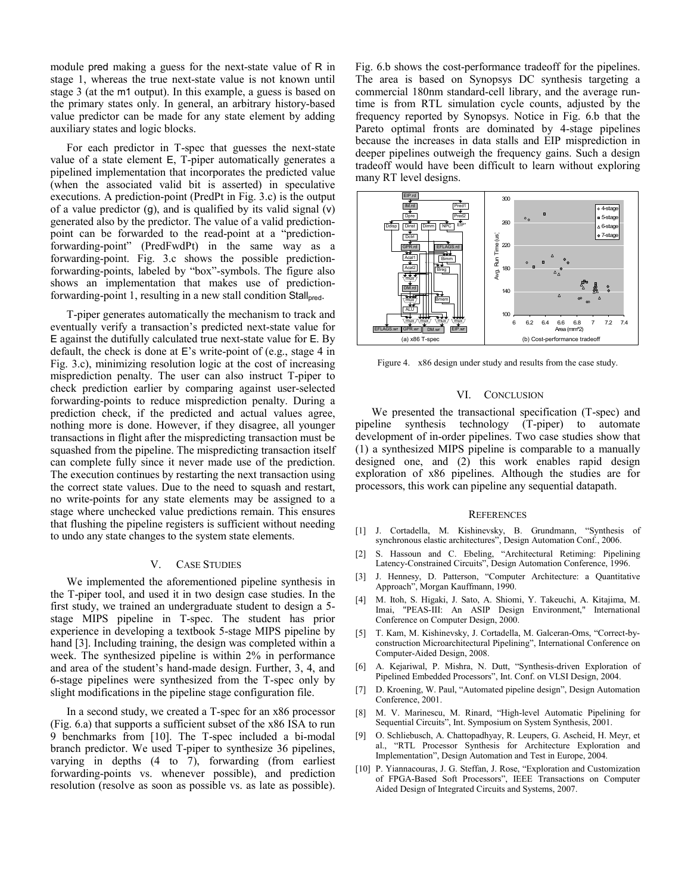module pred making a guess for the next-state value of R in stage 1, whereas the true next-state value is not known until stage 3 (at the m1 output). In this example, a guess is based on the primary states only. In general, an arbitrary history-based value predictor can be made for any state element by adding auxiliary states and logic blocks.

For each predictor in T-spec that guesses the next-state value of a state element E, T-piper automatically generates a pipelined implementation that incorporates the predicted value (when the associated valid bit is asserted) in speculative executions. A prediction-point (PredPt in Fig. 3.c) is the output of a value predictor (g), and is qualified by its valid signal (v) generated also by the predictor. The value of a valid prediction-point can be forwarded to the read-point at a "prediction-forwarding-point" (PredFwdPt) in the same way as a forwarding-point. Fig. 3.c shows the possible prediction-forwarding-points, labeled by "box"-symbols. The figure also shows an implementation that makes use of prediction-forwarding-point 1, resulting in a new stall condition $Stall_{pred}$.

T-piper generates automatically the mechanism to track and eventually verify a transaction's predicted next-state value for E against the dutifully calculated true next-state value for E. By default, the check is done at E's write-point of (e.g., stage 4 in Fig. 3.c), minimizing resolution logic at the cost of increasing misprediction penalty. The user can also instruct T-piper to check prediction earlier by comparing against user-selected forwarding-points to reduce misprediction penalty. During a prediction check, if the predicted and actual values agree, nothing more is done. However, if they disagree, all younger transactions in flight after the mispredicting transaction must be squashed from the pipeline. The mispredicting transaction itself can complete fully since it never made use of the prediction. The execution continues by restarting the next transaction using the correct state values. Due to the need to squash and restart, no write-points for any state elements may be assigned to a stage where unchecked value predictions remain. This ensures that flushing the pipeline registers is sufficient without needing to undo any state changes to the system state elements.

## V. Case Studies

We implemented the aforementioned pipeline synthesis in the T-piper tool, and used it in two design case studies. In the first study, we trained an undergraduate student to design a 5-stage MIPS pipeline in T-spec. The student has prior experience in developing a textbook 5-stage MIPS pipeline by hand [3]. Including training, the design was completed within a week. The synthesized pipeline is within 2% in performance and area of the student's hand-made design. Further, 3, 4, and 6-stage pipelines were synthesized from the T-spec only by slight modifications in the pipeline stage configuration file.

In a second study, we created a T-spec for an x86 processor (Fig. 6.a) that supports a sufficient subset of the x86 ISA to run 9 benchmarks from [10]. The T-spec included a bi-modal branch predictor. We used T-piper to synthesize 36 pipelines, varying in depths (4 to 7), forwarding (from earliest forwarding-points vs. whenever possible), and prediction resolution (resolve as soon as possible vs. as late as possible). Fig. 6.b shows the cost-performance tradeoff for the pipelines. The area is based on Synopsys DC synthesis targeting a commercial 180nm standard-cell library, and the average run-time is from RTL simulation cycle counts, adjusted by the frequency reported by Synopsys. Notice in Fig. 6.b that the Pareto optimal fronts are dominated by 4-stage pipelines because the increases in data stalls and EIP misprediction in deeper pipelines outweigh the frequency gains. Such a design tradeoff would have been difficult to learn without exploring many RT level designs.

EIP.rd
IM.rd
Dpre
Ddisp
Dinst
Dimm
NPC
Dctrl
GPR.rd
Acal1
Acal2
mux
DM.rd
mux
ALU
Pred1
Pred2
EIP*
EFLAGS.rd
Bmm
Breg
Bmem
mux
EFLAGS.wr
GPR.wr
DM.wr
EIP.wr
(a) x86 T-spec

300
260
220
180
140
100
Avg. Run Time (us)
6
6.2
6.4
6.6
6.8
7
7.2
7.4
Area (mm^2)
4-stage
5-stage
6-stage
7-stage
(b) Cost-performance tradeoff

Figure 4. x86 design under study and results from the case study.

## VI. Conclusion

We presented the transactional specification (T-spec) and pipeline synthesis technology (T-piper) to automate development of in-order pipelines. Two case studies show that (1) a synthesized MIPS pipeline is comparable to a manually designed one, and (2) this work enables rapid design exploration of x86 pipelines. Although the studies are for processors, this work can pipeline any sequential datapath.

## References

[1] J. Cortadella, M. Kishinevsky, B. Grundmann, "Synthesis of synchronous elastic architectures", Design Automation Conf., 2006.

[2] S. Hassoun and C. Ebeling, "Architectural Retiming: Pipelining Latency-Constrained Circuits", Design Automation Conference, 1996.

[3] J. Hennesy, D. Patterson, "Computer Architecture: a Quantitative Approach", Morgan Kauffmann, 1990.

[4] M. Itoh, S. Higaki, J. Sato, A. Shiomi, Y. Takeuchi, A. Kitajima, M. Imai, "PEAS-III: An ASIP Design Environment," International Conference on Computer Design, 2000.

[5] T. Kam, M. Kishinevsky, J. Cortadella, M. Galceran-Oms, "Correct-by-construction Microarchitectural Pipelining", International Conference on Computer-Aided Design, 2008.

[6] A. Kejariwal, P. Mishra, N. Dutt, "Synthesis-driven Exploration of Pipelined Embedded Processors", Int. Conf. on VLSI Design, 2004.

[7] D. Kroening, W. Paul, "Automated pipeline design", Design Automation Conference, 2001.

[8] M. V. Marinescu, M. Rinard, "High-level Automatic Pipelining for Sequential Circuits", Int. Symposium on System Synthesis, 2001.

[9] O. Schliebusch, A. Chattopadhyay, R. Leupers, G. Ascheid, H. Meyr, et al., "RTL Processor Synthesis for Architecture Exploration and Implementation", Design Automation and Test in Europe, 2004.

[10] P. Yiannacouras, J. G. Steffan, J. Rose, "Exploration and Customization of FPGA-Based Soft Processors", IEEE Transactions on Computer Aided Design of Integrated Circuits and Systems, 2007.